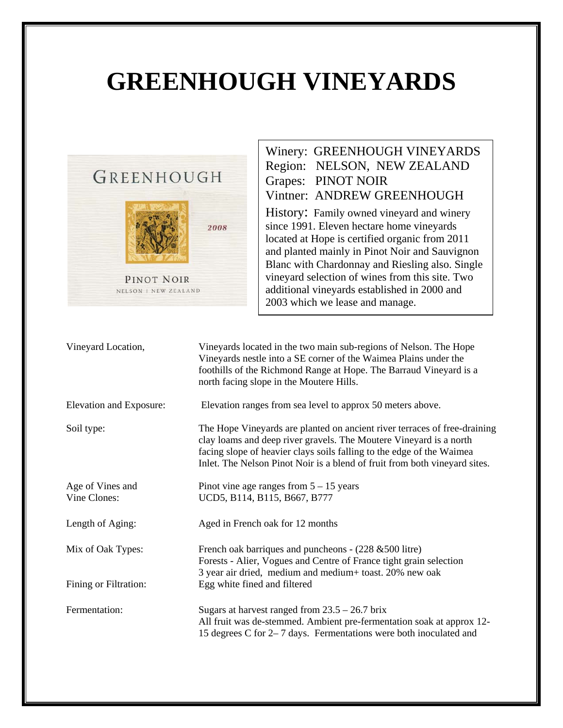# GREENHOUGH VINEYARDS

Winery: GREENHOUGH VINEYARDS
Region: NELSON, NEW ZEALAND
Grapes: PINOT NOIR
Vintner: ANDREW GREENHOUGH

History: Family owned vineyard and winery since 1991. Eleven hectare home vineyards located at Hope is certified organic from 2011 and planted mainly in Pinot Noir and Sauvignon Blanc with Chardonnay and Riesling also. Single vineyard selection of wines from this site. Two additional vineyards established in 2000 and 2003 which we lease and manage.

| | |
|---|---|
| Vineyard Location, | Vineyards located in the two main sub-regions of Nelson. The Hope Vineyards nestle into a SE corner of the Waimea Plains under the foothills of the Richmond Range at Hope. The Barraud Vineyard is a north facing slope in the Moutere Hills. |
| Elevation and Exposure: | Elevation ranges from sea level to approx 50 meters above. |
| Soil type: | The Hope Vineyards are planted on ancient river terraces of free-draining clay loams and deep river gravels. The Moutere Vineyard is a north facing slope of heavier clays soils falling to the edge of the Waimea Inlet. The Nelson Pinot Noir is a blend of fruit from both vineyard sites. |
| Age of Vines and Vine Clones: | Pinot vine age ranges from 5 – 15 years<br>UCD5, B114, B115, B667, B777 |
| Length of Aging: | Aged in French oak for 12 months |
| Mix of Oak Types: | French oak barriques and puncheons - (228 &500 litre)<br>Forests - Alier, Vogues and Centre of France tight grain selection<br>3 year air dried, medium and medium+ toast. 20% new oak |
| Fining or Filtration: | Egg white fined and filtered |
| Fermentation: | Sugars at harvest ranged from 23.5 – 26.7 brix<br>All fruit was de-stemmed. Ambient pre-fermentation soak at approx 12-15 degrees C for 2– 7 days. Fermentations were both inoculated and |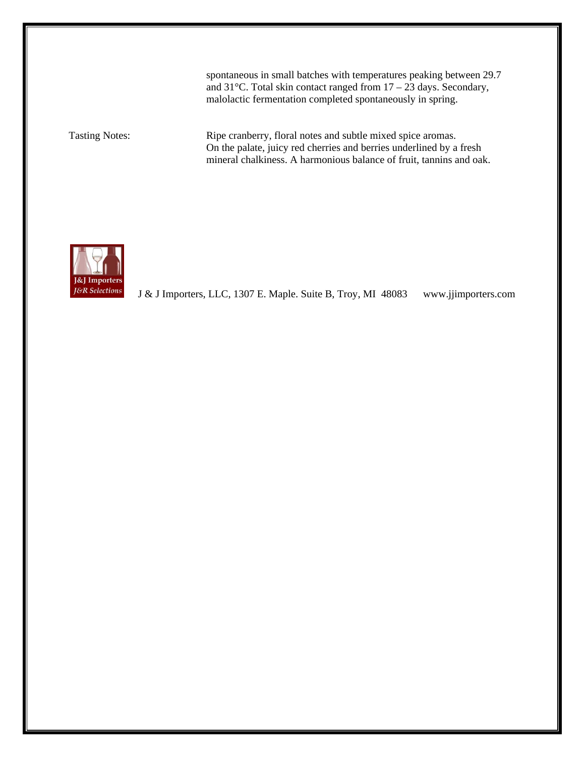spontaneous in small batches with temperatures peaking between 29.7 and 31°C. Total skin contact ranged from 17 – 23 days. Secondary, malolactic fermentation completed spontaneously in spring.

Tasting Notes: Ripe cranberry, floral notes and subtle mixed spice aromas. On the palate, juicy red cherries and berries underlined by a fresh mineral chalkiness. A harmonious balance of fruit, tannins and oak.

J&J Importers
J&R Selections

J & J Importers, LLC, 1307 E. Maple. Suite B, Troy, MI 48083 www.jjimporters.com